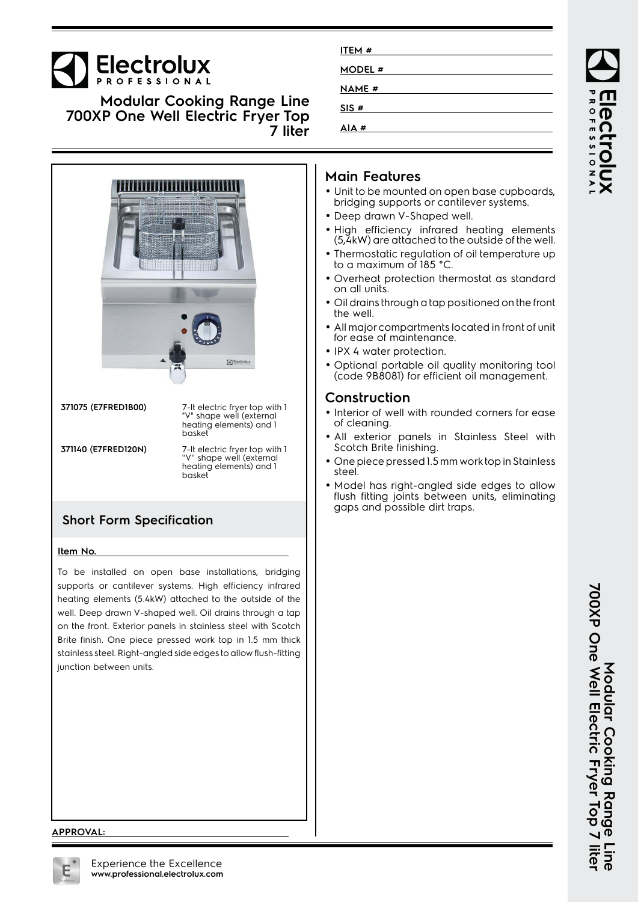# Electrolux PROFESSIONAL

## Modular Cooking Range Line 700XP One Well Electric Fryer Top 7 liter

**ITEM #**

**MODEL #**

**NAME #**

**SIS #**

**AIA #**

| | |
|---|---|
| **371075 (E7FRED1B00)** | 7-lt electric fryer top with 1 "V" shape well (external heating elements) and 1 basket |
| **371140 (E7FRED120N)** | 7-lt electric fryer top with 1 "V" shape well (external heating elements) and 1 basket |

## Short Form Specification

**Item No.**

To be installed on open base installations, bridging supports or cantilever systems. High efficiency infrared heating elements (5.4kW) attached to the outside of the well. Deep drawn V-shaped well. Oil drains through a tap on the front. Exterior panels in stainless steel with Scotch Brite finish. One piece pressed work top in 1.5 mm thick stainless steel. Right-angled side edges to allow flush-fitting junction between units.

## Main Features

- Unit to be mounted on open base cupboards, bridging supports or cantilever systems.
- Deep drawn V-Shaped well.
- High efficiency infrared heating elements (5,4kW) are attached to the outside of the well.
- Thermostatic regulation of oil temperature up to a maximum of 185 °C.
- Overheat protection thermostat as standard on all units.
- Oil drains through a tap positioned on the front the well.
- All major compartments located in front of unit for ease of maintenance.
- IPX 4 water protection.
- Optional portable oil quality monitoring tool (code 9B8081) for efficient oil management.

## Construction

- Interior of well with rounded corners for ease of cleaning.
- All exterior panels in Stainless Steel with Scotch Brite finishing.
- One piece pressed 1.5 mm work top in Stainless steel.
- Model has right-angled side edges to allow flush fitting joints between units, eliminating gaps and possible dirt traps.

**APPROVAL:**

Experience the Excellence
**www.professional.electrolux.com**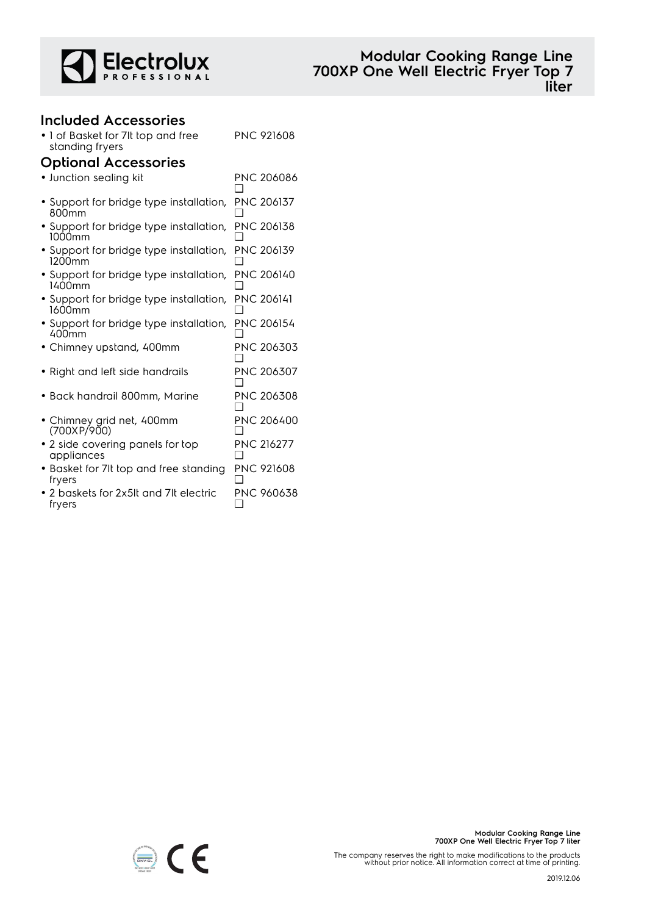## Included Accessories

- 1 of Basket for 7lt top and free standing fryers PNC 921608

## Optional Accessories

- Junction sealing kit PNC 206086 ❑
- Support for bridge type installation, 800mm PNC 206137 ❑
- Support for bridge type installation, 1000mm PNC 206138 ❑
- Support for bridge type installation, 1200mm PNC 206139 ❑
- Support for bridge type installation, 1400mm PNC 206140 ❑
- Support for bridge type installation, 1600mm PNC 206141 ❑
- Support for bridge type installation, 400mm PNC 206154 ❑
- Chimney upstand, 400mm PNC 206303 ❑
- Right and left side handrails PNC 206307 ❑
- Back handrail 800mm, Marine PNC 206308 ❑
- Chimney grid net, 400mm (700XP/900) PNC 206400 ❑
- 2 side covering panels for top appliances PNC 216277 ❑
- Basket for 7lt top and free standing fryers PNC 921608 ❑
- 2 baskets for 2x5lt and 7lt electric fryers PNC 960638 ❑

The company reserves the right to make modifications to the products without prior notice. All information correct at time of printing.

2019.12.06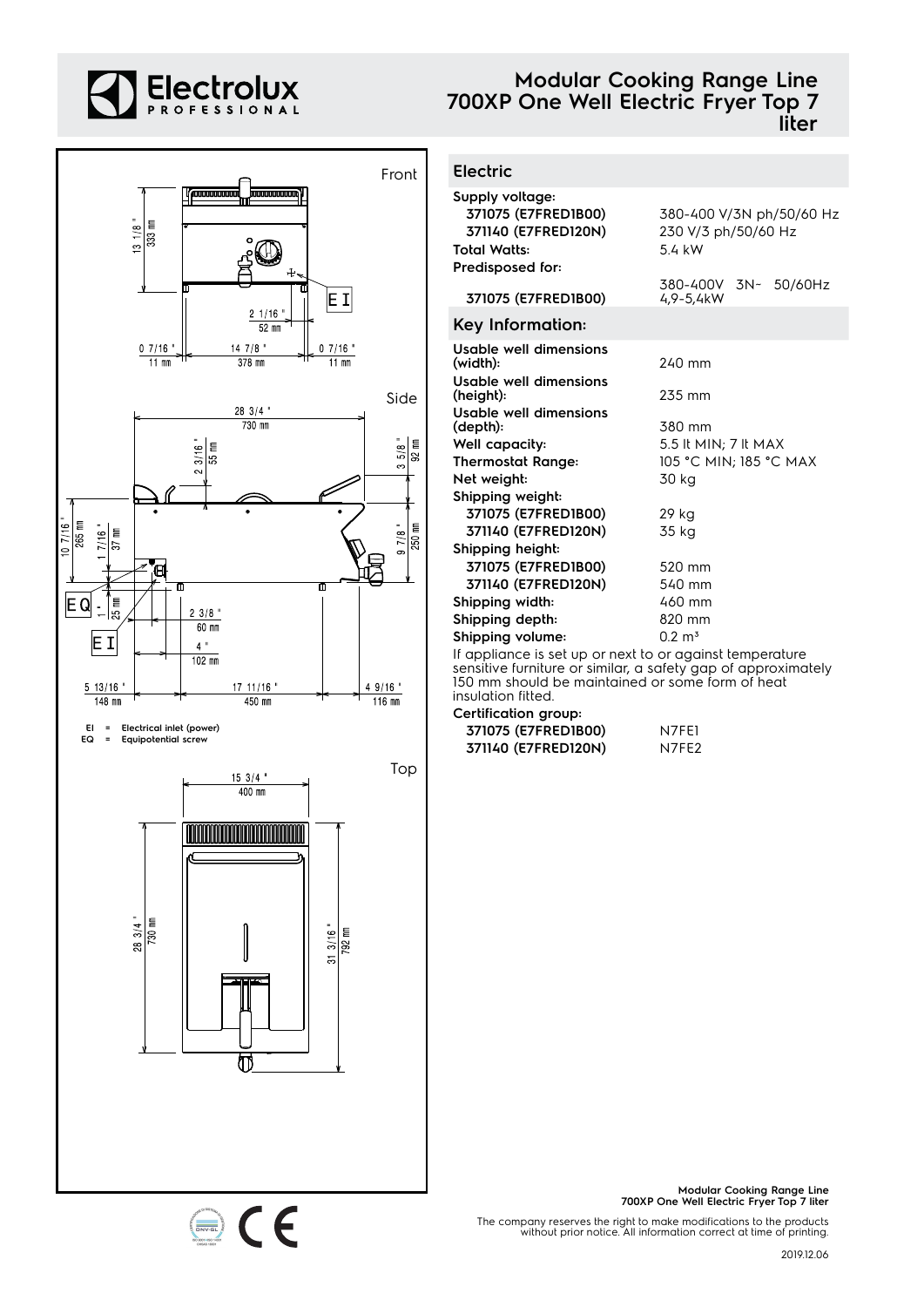# Modular Cooking Range Line 700XP One Well Electric Fryer Top 7 liter

Front

13 1/8 "
333 mm

EI

2 1/16 "
52 mm

0 7/16 "
11 mm

14 7/8 "
378 mm

0 7/16 "
11 mm

Side

28 3/4 "
730 mm

2 3/16 "
55 mm

3 5/8 "
92 mm

10 7/16 "
265 mm

1 7/16 "
37 mm

9 7/8 "
250 mm

EQ

1 "
25 mm

2 3/8 "
60 mm

EI

4 "
102 mm

5 13/16 "
148 mm

17 11/16 "
450 mm

4 9/16 "
116 mm

EI = Electrical inlet (power)
EQ = Equipotential screw

Top

15 3/4 "
400 mm

28 3/4 "
730 mm

31 3/16 "
792 mm

## Electric

| | |
|---|---|
| **Supply voltage:** | |
| **371075 (E7FRED1B00)** | 380-400 V/3N ph/50/60 Hz |
| **371140 (E7FRED120N)** | 230 V/3 ph/50/60 Hz |
| **Total Watts:** | 5.4 kW |
| **Predisposed for:** | |
| **371075 (E7FRED1B00)** | 380-400V 3N~ 50/60Hz 4,9-5,4kW |

## Key Information:

| | |
|---|---|
| **Usable well dimensions (width):** | 240 mm |
| **Usable well dimensions (height):** | 235 mm |
| **Usable well dimensions (depth):** | 380 mm |
| **Well capacity:** | 5.5 lt MIN; 7 lt MAX |
| **Thermostat Range:** | 105 °C MIN; 185 °C MAX |
| **Net weight:** | 30 kg |
| **Shipping weight:** | |
| **371075 (E7FRED1B00)** | 29 kg |
| **371140 (E7FRED120N)** | 35 kg |
| **Shipping height:** | |
| **371075 (E7FRED1B00)** | 520 mm |
| **371140 (E7FRED120N)** | 540 mm |
| **Shipping width:** | 460 mm |
| **Shipping depth:** | 820 mm |
| **Shipping volume:** | 0.2 m³ |

If appliance is set up or next to or against temperature sensitive furniture or similar, a safety gap of approximately 150 mm should be maintained or some form of heat insulation fitted.

| | |
|---|---|
| **Certification group:** | |
| **371075 (E7FRED1B00)** | N7FE1 |
| **371140 (E7FRED120N)** | N7FE2 |

The company reserves the right to make modifications to the products without prior notice. All information correct at time of printing.

2019.12.06